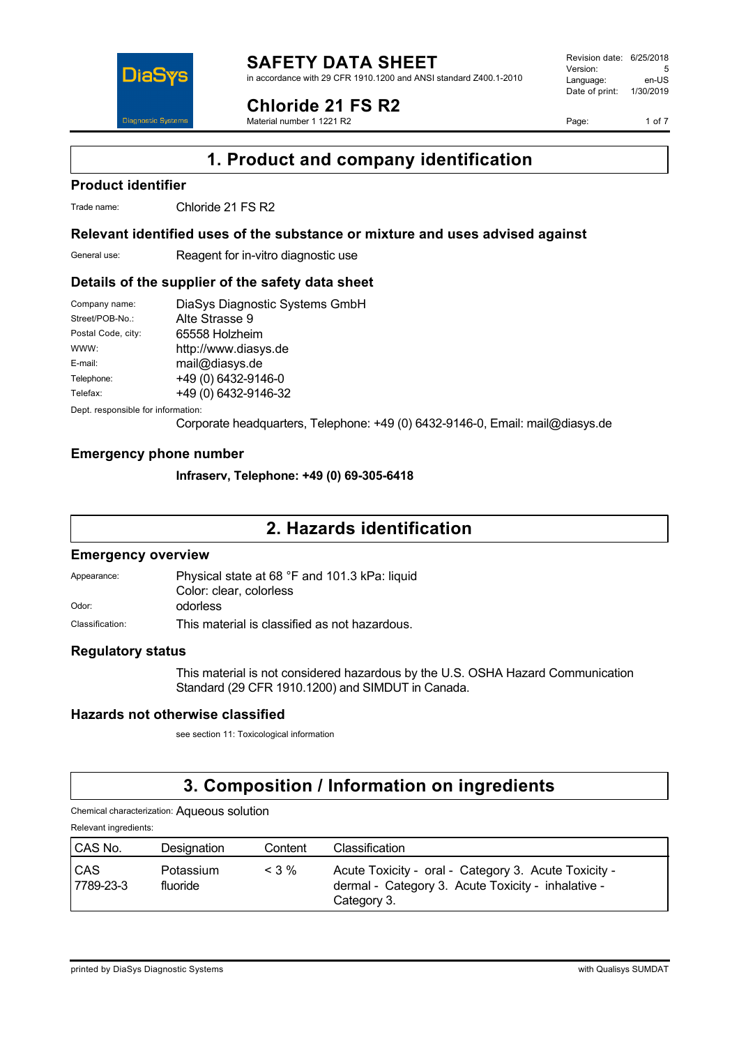# SAFETY DATA SHEET

in accordance with 29 CFR 1910.1200 and ANSI standard Z400.1-2010

| | |
|---|---|
| Revision date: | 6/25/2018 |
| Version: | 5 |
| Language: | en-US |
| Date of print: | 1/30/2019 |

# Chloride 21 FS R2

Material number 1 1221 R2

## 1. Product and company identification

### Product identifier

Trade name: Chloride 21 FS R2

### Relevant identified uses of the substance or mixture and uses advised against

General use: Reagent for in-vitro diagnostic use

### Details of the supplier of the safety data sheet

| | |
|---|---|
| Company name: | DiaSys Diagnostic Systems GmbH |
| Street/POB-No.: | Alte Strasse 9 |
| Postal Code, city: | 65558 Holzheim |
| WWW: | http://www.diasys.de |
| E-mail: | mail@diasys.de |
| Telephone: | +49 (0) 6432-9146-0 |
| Telefax: | +49 (0) 6432-9146-32 |

Dept. responsible for information:

Corporate headquarters, Telephone: +49 (0) 6432-9146-0, Email: mail@diasys.de

### Emergency phone number

**Infraserv, Telephone: +49 (0) 69-305-6418**

## 2. Hazards identification

### Emergency overview

Appearance: Physical state at 68 °F and 101.3 kPa: liquid
Color: clear, colorless

Odor: odorless

Classification: This material is classified as not hazardous.

### Regulatory status

This material is not considered hazardous by the U.S. OSHA Hazard Communication Standard (29 CFR 1910.1200) and SIMDUT in Canada.

### Hazards not otherwise classified

see section 11: Toxicological information

## 3. Composition / Information on ingredients

Chemical characterization: Aqueous solution

Relevant ingredients:

| CAS No. | Designation | Content | Classification |
|---|---|---|---|
| CAS 7789-23-3 | Potassium fluoride | < 3 % | Acute Toxicity - oral - Category 3. Acute Toxicity - dermal - Category 3. Acute Toxicity - inhalative - Category 3. |

printed by DiaSys Diagnostic Systems with Qualisys SUMDAT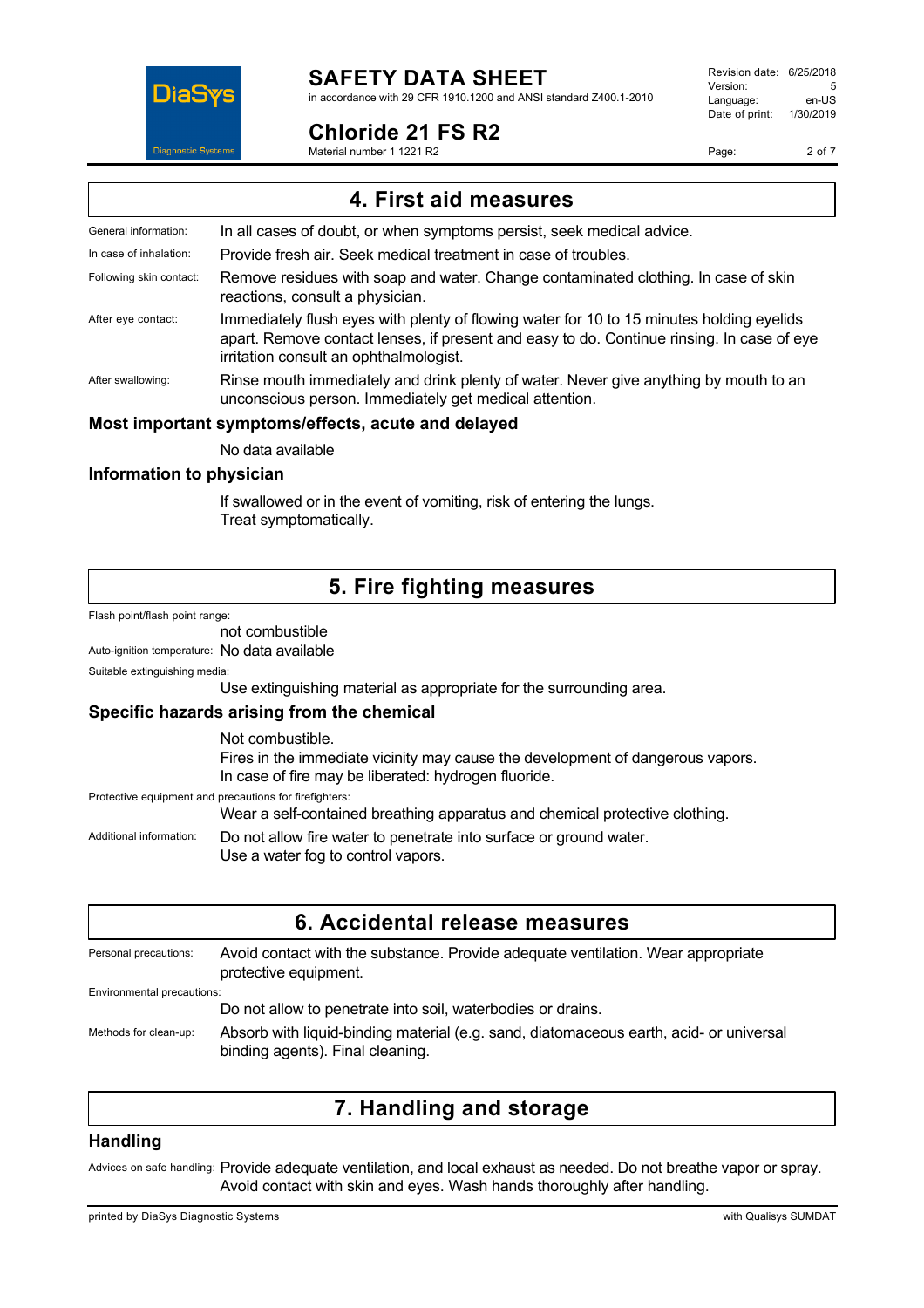## 4. First aid measures

General information: In all cases of doubt, or when symptoms persist, seek medical advice.

In case of inhalation: Provide fresh air. Seek medical treatment in case of troubles.

Following skin contact: Remove residues with soap and water. Change contaminated clothing. In case of skin reactions, consult a physician.

After eye contact: Immediately flush eyes with plenty of flowing water for 10 to 15 minutes holding eyelids apart. Remove contact lenses, if present and easy to do. Continue rinsing. In case of eye irritation consult an ophthalmologist.

After swallowing: Rinse mouth immediately and drink plenty of water. Never give anything by mouth to an unconscious person. Immediately get medical attention.

### Most important symptoms/effects, acute and delayed

No data available

### Information to physician

If swallowed or in the event of vomiting, risk of entering the lungs.
Treat symptomatically.

## 5. Fire fighting measures

Flash point/flash point range:
not combustible

Auto-ignition temperature: No data available

Suitable extinguishing media:
Use extinguishing material as appropriate for the surrounding area.

### Specific hazards arising from the chemical

Not combustible.
Fires in the immediate vicinity may cause the development of dangerous vapors.
In case of fire may be liberated: hydrogen fluoride.

Protective equipment and precautions for firefighters:
Wear a self-contained breathing apparatus and chemical protective clothing.

Additional information: Do not allow fire water to penetrate into surface or ground water.
Use a water fog to control vapors.

## 6. Accidental release measures

Personal precautions: Avoid contact with the substance. Provide adequate ventilation. Wear appropriate protective equipment.

Environmental precautions:
Do not allow to penetrate into soil, waterbodies or drains.

Methods for clean-up: Absorb with liquid-binding material (e.g. sand, diatomaceous earth, acid- or universal binding agents). Final cleaning.

## 7. Handling and storage

### Handling

Advices on safe handling: Provide adequate ventilation, and local exhaust as needed. Do not breathe vapor or spray. Avoid contact with skin and eyes. Wash hands thoroughly after handling.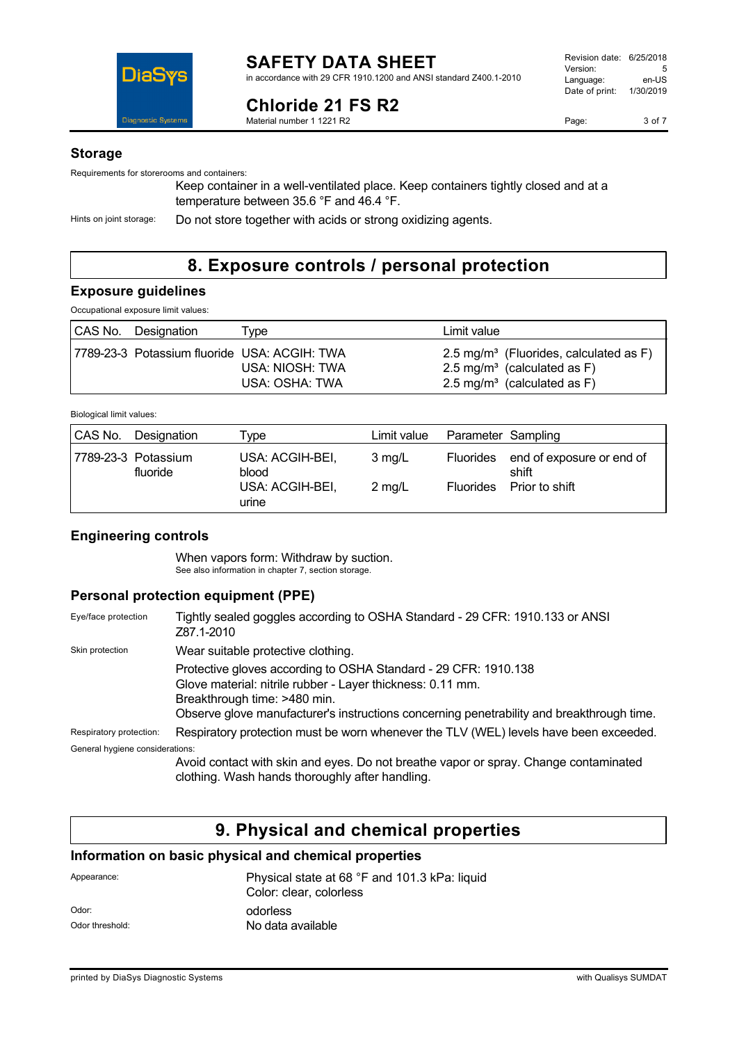## Storage

Requirements for storerooms and containers:

Keep container in a well-ventilated place. Keep containers tightly closed and at a temperature between 35.6 °F and 46.4 °F.

Hints on joint storage: Do not store together with acids or strong oxidizing agents.

# 8. Exposure controls / personal protection

## Exposure guidelines

Occupational exposure limit values:

| CAS No. | Designation | Type | Limit value |
|---|---|---|---|
| 7789-23-3 | Potassium fluoride | USA: ACGIH: TWA<br>USA: NIOSH: TWA<br>USA: OSHA: TWA | 2.5 mg/m³ (Fluorides, calculated as F)<br>2.5 mg/m³ (calculated as F)<br>2.5 mg/m³ (calculated as F) |

Biological limit values:

| CAS No. | Designation | Type | Limit value | Parameter | Sampling |
|---|---|---|---|---|---|
| 7789-23-3 | Potassium fluoride | USA: ACGIH-BEI, blood | 3 mg/L | Fluorides | end of exposure or end of shift |
| | | USA: ACGIH-BEI, urine | 2 mg/L | Fluorides | Prior to shift |

## Engineering controls

When vapors form: Withdraw by suction.
See also information in chapter 7, section storage.

## Personal protection equipment (PPE)

Eye/face protection: Tightly sealed goggles according to OSHA Standard - 29 CFR: 1910.133 or ANSI Z87.1-2010

Skin protection: Wear suitable protective clothing.

Protective gloves according to OSHA Standard - 29 CFR: 1910.138
Glove material: nitrile rubber - Layer thickness: 0.11 mm.
Breakthrough time: >480 min.
Observe glove manufacturer's instructions concerning penetrability and breakthrough time.

Respiratory protection: Respiratory protection must be worn whenever the TLV (WEL) levels have been exceeded.

General hygiene considerations:

Avoid contact with skin and eyes. Do not breathe vapor or spray. Change contaminated clothing. Wash hands thoroughly after handling.

# 9. Physical and chemical properties

## Information on basic physical and chemical properties

Appearance: Physical state at 68 °F and 101.3 kPa: liquid
Color: clear, colorless

Odor: odorless

Odor threshold: No data available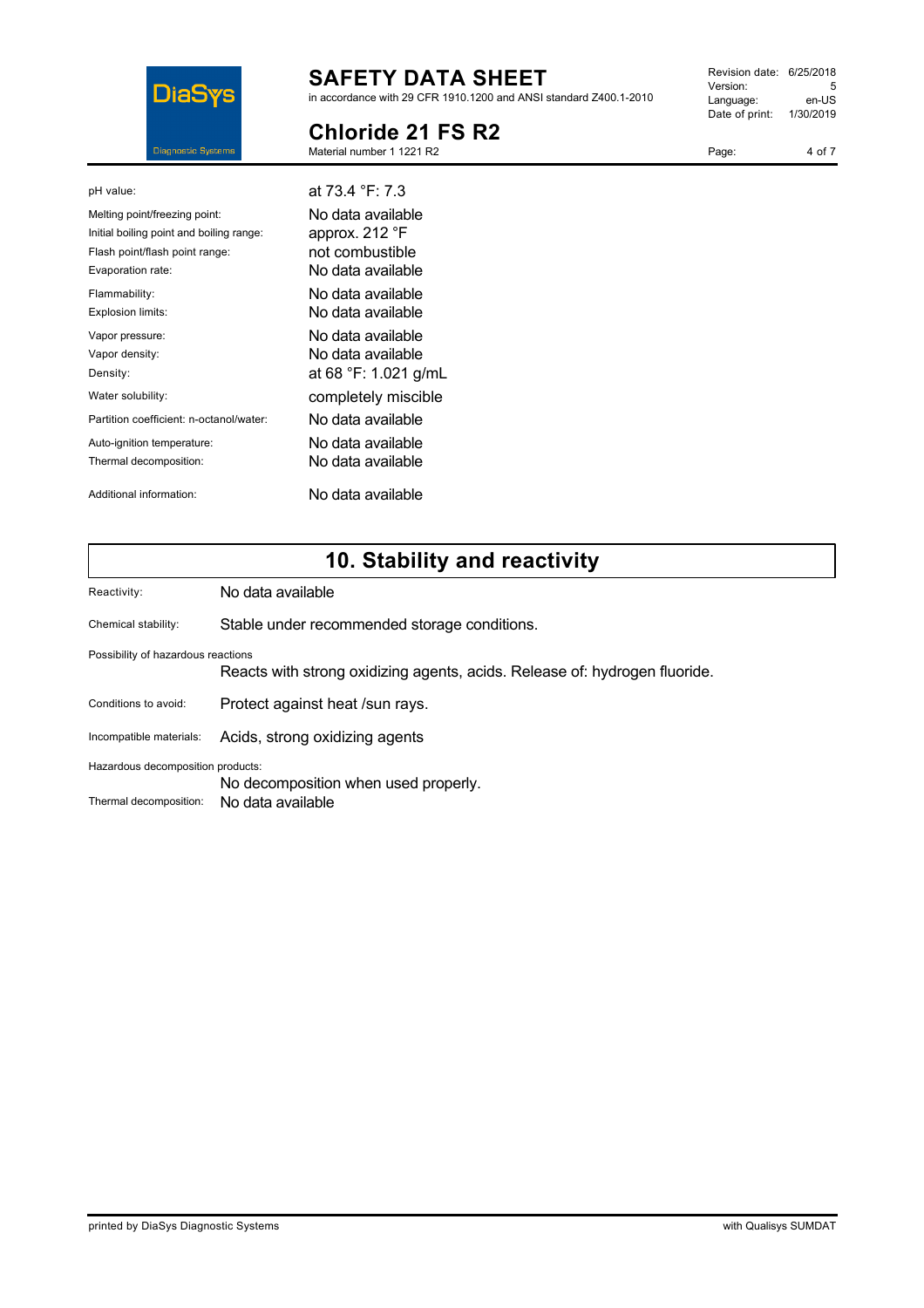| | |
|---|---|
| pH value: | at 73.4 °F: 7.3 |
| Melting point/freezing point: | No data available |
| Initial boiling point and boiling range: | approx. 212 °F |
| Flash point/flash point range: | not combustible |
| Evaporation rate: | No data available |
| Flammability: | No data available |
| Explosion limits: | No data available |
| Vapor pressure: | No data available |
| Vapor density: | No data available |
| Density: | at 68 °F: 1.021 g/mL |
| Water solubility: | completely miscible |
| Partition coefficient: n-octanol/water: | No data available |
| Auto-ignition temperature: | No data available |
| Thermal decomposition: | No data available |
| Additional information: | No data available |

## 10. Stability and reactivity

| | |
|---|---|
| Reactivity: | No data available |
| Chemical stability: | Stable under recommended storage conditions. |
| Possibility of hazardous reactions | Reacts with strong oxidizing agents, acids. Release of: hydrogen fluoride. |
| Conditions to avoid: | Protect against heat /sun rays. |
| Incompatible materials: | Acids, strong oxidizing agents |
| Hazardous decomposition products: | No decomposition when used properly. |
| Thermal decomposition: | No data available |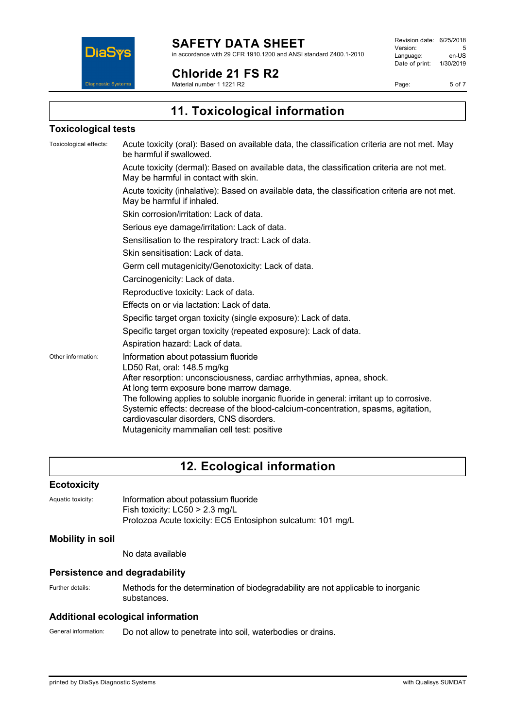## 11. Toxicological information

### Toxicological tests

Toxicological effects:

Acute toxicity (oral): Based on available data, the classification criteria are not met. May be harmful if swallowed.

Acute toxicity (dermal): Based on available data, the classification criteria are not met. May be harmful in contact with skin.

Acute toxicity (inhalative): Based on available data, the classification criteria are not met. May be harmful if inhaled.

Skin corrosion/irritation: Lack of data.

Serious eye damage/irritation: Lack of data.

Sensitisation to the respiratory tract: Lack of data.

Skin sensitisation: Lack of data.

Germ cell mutagenicity/Genotoxicity: Lack of data.

Carcinogenicity: Lack of data.

Reproductive toxicity: Lack of data.

Effects on or via lactation: Lack of data.

Specific target organ toxicity (single exposure): Lack of data.

Specific target organ toxicity (repeated exposure): Lack of data.

Aspiration hazard: Lack of data.

Other information:

Information about potassium fluoride
LD50 Rat, oral: 148.5 mg/kg
After resorption: unconsciousness, cardiac arrhythmias, apnea, shock.
At long term exposure bone marrow damage.
The following applies to soluble inorganic fluoride in general: irritant up to corrosive.
Systemic effects: decrease of the blood-calcium-concentration, spasms, agitation, cardiovascular disorders, CNS disorders.
Mutagenicity mammalian cell test: positive

## 12. Ecological information

### Ecotoxicity

Aquatic toxicity:

Information about potassium fluoride
Fish toxicity: LC50 > 2.3 mg/L
Protozoa Acute toxicity: EC5 Entosiphon sulcatum: 101 mg/L

### Mobility in soil

No data available

### Persistence and degradability

Further details: Methods for the determination of biodegradability are not applicable to inorganic substances.

### Additional ecological information

General information: Do not allow to penetrate into soil, waterbodies or drains.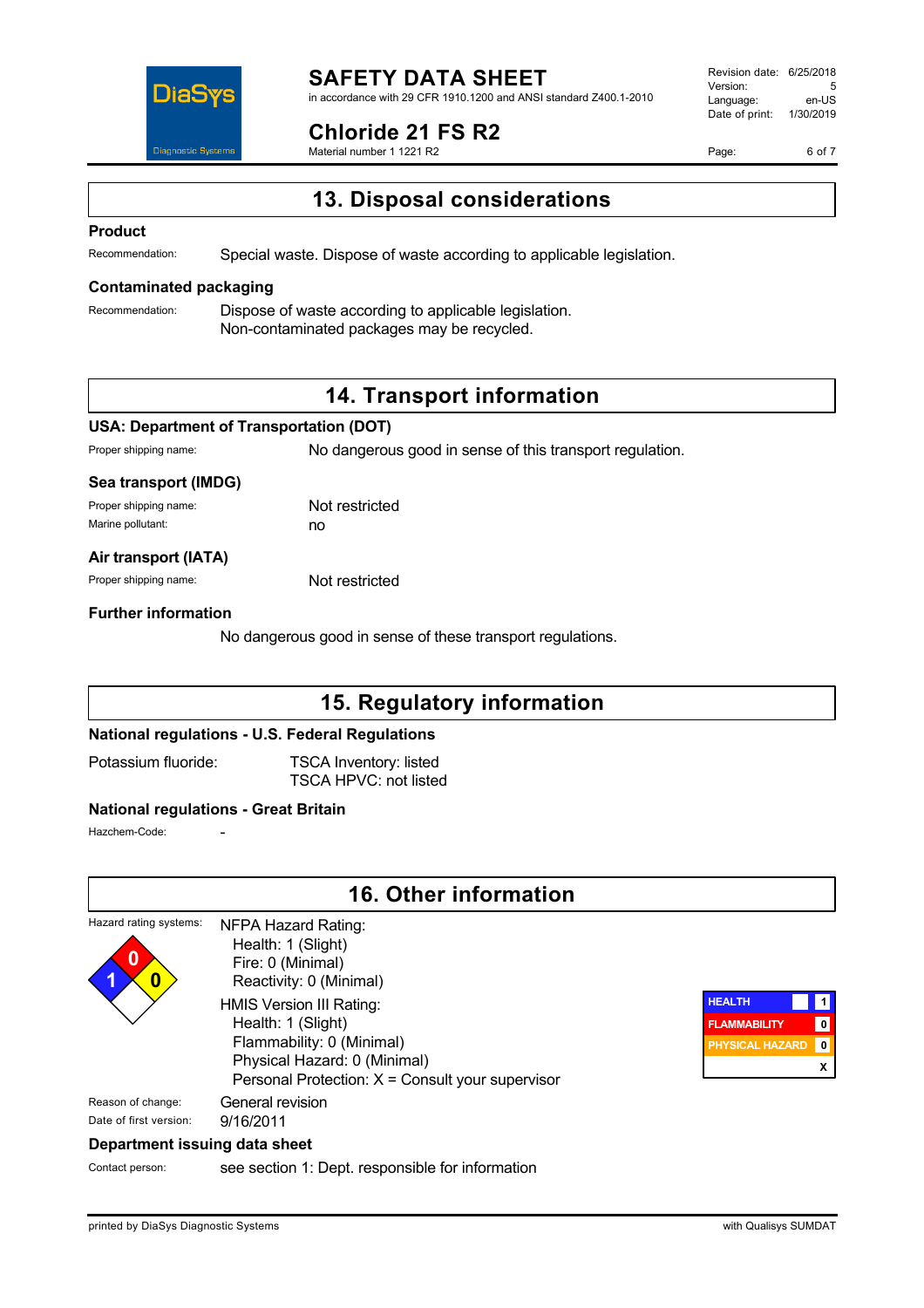## 13. Disposal considerations

### Product

Recommendation: Special waste. Dispose of waste according to applicable legislation.

### Contaminated packaging

Recommendation: Dispose of waste according to applicable legislation.
Non-contaminated packages may be recycled.

## 14. Transport information

### USA: Department of Transportation (DOT)

Proper shipping name: No dangerous good in sense of this transport regulation.

### Sea transport (IMDG)

Proper shipping name: Not restricted

Marine pollutant: no

### Air transport (IATA)

Proper shipping name: Not restricted

### Further information

No dangerous good in sense of these transport regulations.

## 15. Regulatory information

### National regulations - U.S. Federal Regulations

Potassium fluoride: TSCA Inventory: listed
TSCA HPVC: not listed

### National regulations - Great Britain

Hazchem-Code: -

## 16. Other information

Hazard rating systems:

NFPA Hazard Rating:
- Health: 1 (Slight)
- Fire: 0 (Minimal)
- Reactivity: 0 (Minimal)

HMIS Version III Rating:
- Health: 1 (Slight)
- Flammability: 0 (Minimal)
- Physical Hazard: 0 (Minimal)
- Personal Protection: X = Consult your supervisor

| | |
|---|---|
| HEALTH | 1 |
| FLAMMABILITY | 0 |
| PHYSICAL HAZARD | 0 |
| | X |

Reason of change: General revision

Date of first version: 9/16/2011

### Department issuing data sheet

Contact person: see section 1: Dept. responsible for information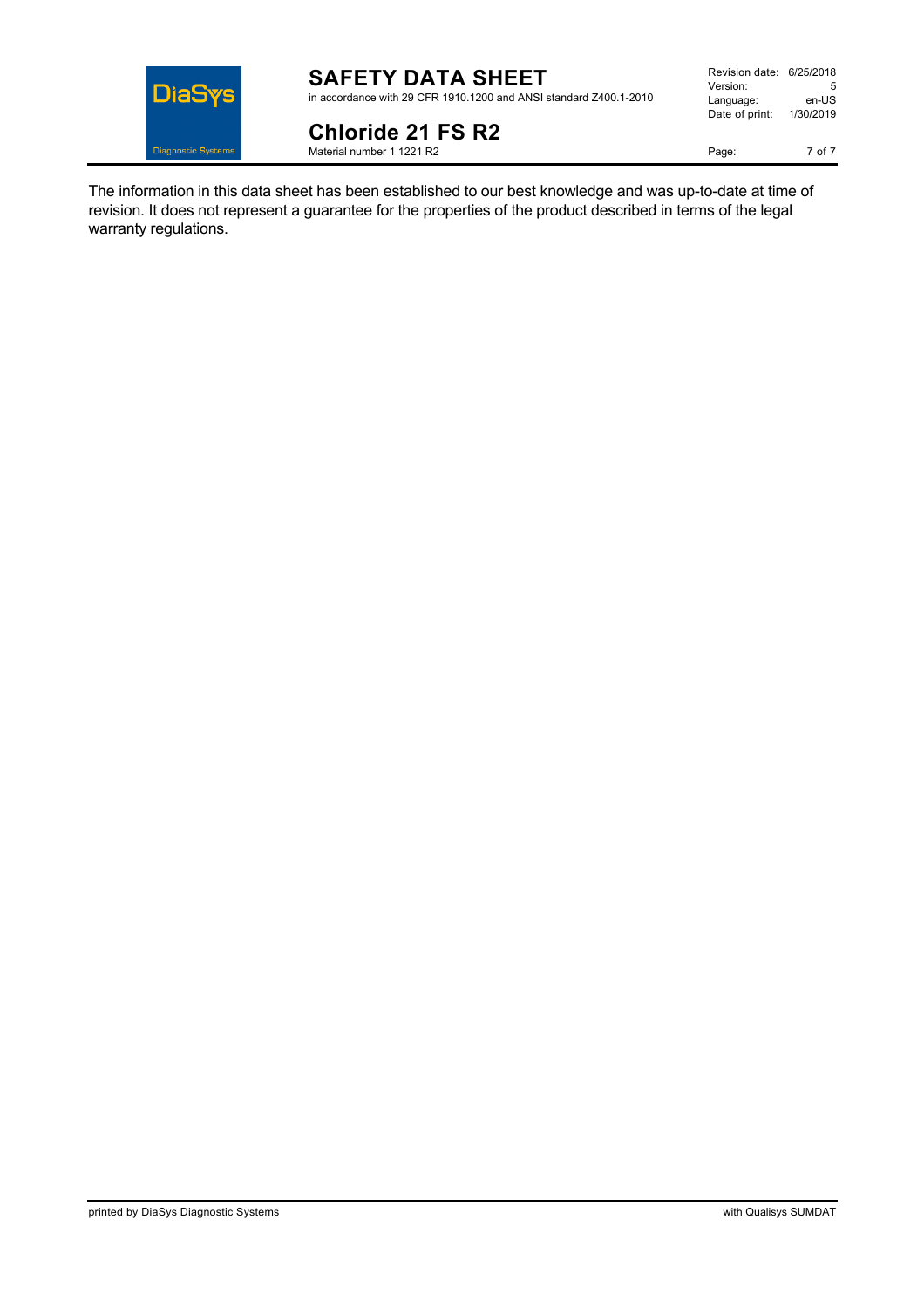The information in this data sheet has been established to our best knowledge and was up-to-date at time of revision. It does not represent a guarantee for the properties of the product described in terms of the legal warranty regulations.